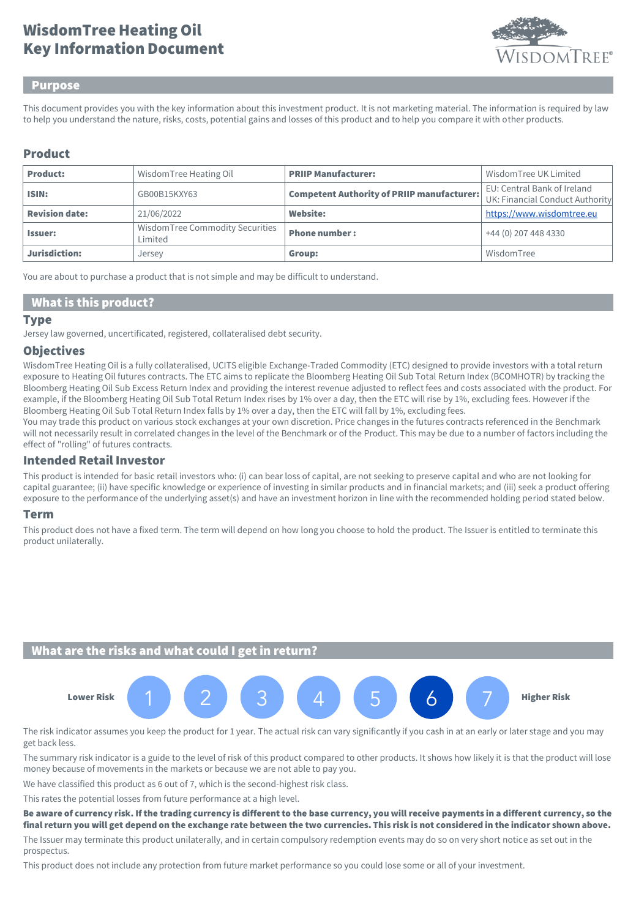# WisdomTree Heating Oil
# Key Information Document

## Purpose

This document provides you with the key information about this investment product. It is not marketing material. The information is required by law to help you understand the nature, risks, costs, potential gains and losses of this product and to help you compare it with other products.

## Product

| **Product:** | WisdomTree Heating Oil | **PRIIP Manufacturer:** | WisdomTree UK Limited |
|---|---|---|---|
| **ISIN:** | GB00B15KXY63 | **Competent Authority of PRIIP manufacturer:** | EU: Central Bank of Ireland<br>UK: Financial Conduct Authority |
| **Revision date:** | 21/06/2022 | **Website:** | https://www.wisdomtree.eu |
| **Issuer:** | WisdomTree Commodity Securities Limited | **Phone number :** | +44 (0) 207 448 4330 |
| **Jurisdiction:** | Jersey | **Group:** | WisdomTree |

You are about to purchase a product that is not simple and may be difficult to understand.

## What is this product?

### Type

Jersey law governed, uncertificated, registered, collateralised debt security.

### Objectives

WisdomTree Heating Oil is a fully collateralised, UCITS eligible Exchange-Traded Commodity (ETC) designed to provide investors with a total return exposure to Heating Oil futures contracts. The ETC aims to replicate the Bloomberg Heating Oil Sub Total Return Index (BCOMHOTR) by tracking the Bloomberg Heating Oil Sub Excess Return Index and providing the interest revenue adjusted to reflect fees and costs associated with the product. For example, if the Bloomberg Heating Oil Sub Total Return Index rises by 1% over a day, then the ETC will rise by 1%, excluding fees. However if the Bloomberg Heating Oil Sub Total Return Index falls by 1% over a day, then the ETC will fall by 1%, excluding fees.

You may trade this product on various stock exchanges at your own discretion. Price changes in the futures contracts referenced in the Benchmark will not necessarily result in correlated changes in the level of the Benchmark or of the Product. This may be due to a number of factors including the effect of "rolling" of futures contracts.

### Intended Retail Investor

This product is intended for basic retail investors who: (i) can bear loss of capital, are not seeking to preserve capital and who are not looking for capital guarantee; (ii) have specific knowledge or experience of investing in similar products and in financial markets; and (iii) seek a product offering exposure to the performance of the underlying asset(s) and have an investment horizon in line with the recommended holding period stated below.

### Term

This product does not have a fixed term. The term will depend on how long you choose to hold the product. The Issuer is entitled to terminate this product unilaterally.

## What are the risks and what could I get in return?

Lower Risk 1 2 3 4 5 **[6]** 7 Higher Risk

The risk indicator assumes you keep the product for 1 year. The actual risk can vary significantly if you cash in at an early or later stage and you may get back less.

The summary risk indicator is a guide to the level of risk of this product compared to other products. It shows how likely it is that the product will lose money because of movements in the markets or because we are not able to pay you.

We have classified this product as 6 out of 7, which is the second-highest risk class.

This rates the potential losses from future performance at a high level.

**Be aware of currency risk. If the trading currency is different to the base currency, you will receive payments in a different currency, so the final return you will get depend on the exchange rate between the two currencies. This risk is not considered in the indicator shown above.**

The Issuer may terminate this product unilaterally, and in certain compulsory redemption events may do so on very short notice as set out in the prospectus.

This product does not include any protection from future market performance so you could lose some or all of your investment.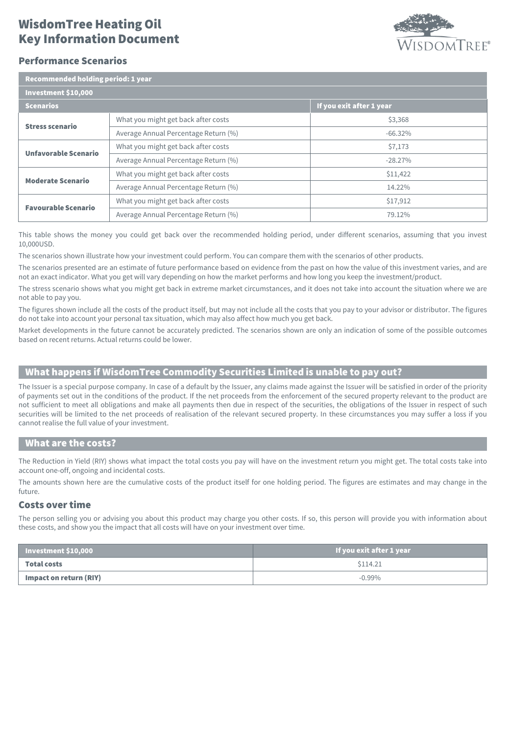# WisdomTree Heating Oil Key Information Document

## Performance Scenarios

| Recommended holding period: 1 year | | |
|---|---|---|
| **Investment $10,000** | | |
| **Scenarios** | | **If you exit after 1 year** |
| **Stress scenario** | What you might get back after costs | $3,368 |
| | Average Annual Percentage Return (%) | -66.32% |
| **Unfavorable Scenario** | What you might get back after costs | $7,173 |
| | Average Annual Percentage Return (%) | -28.27% |
| **Moderate Scenario** | What you might get back after costs | $11,422 |
| | Average Annual Percentage Return (%) | 14.22% |
| **Favourable Scenario** | What you might get back after costs | $17,912 |
| | Average Annual Percentage Return (%) | 79.12% |

This table shows the money you could get back over the recommended holding period, under different scenarios, assuming that you invest 10,000USD.

The scenarios shown illustrate how your investment could perform. You can compare them with the scenarios of other products.

The scenarios presented are an estimate of future performance based on evidence from the past on how the value of this investment varies, and are not an exact indicator. What you get will vary depending on how the market performs and how long you keep the investment/product.

The stress scenario shows what you might get back in extreme market circumstances, and it does not take into account the situation where we are not able to pay you.

The figures shown include all the costs of the product itself, but may not include all the costs that you pay to your advisor or distributor. The figures do not take into account your personal tax situation, which may also affect how much you get back.

Market developments in the future cannot be accurately predicted. The scenarios shown are only an indication of some of the possible outcomes based on recent returns. Actual returns could be lower.

## What happens if WisdomTree Commodity Securities Limited is unable to pay out?

The Issuer is a special purpose company. In case of a default by the Issuer, any claims made against the Issuer will be satisfied in order of the priority of payments set out in the conditions of the product. If the net proceeds from the enforcement of the secured property relevant to the product are not sufficient to meet all obligations and make all payments then due in respect of the securities, the obligations of the Issuer in respect of such securities will be limited to the net proceeds of realisation of the relevant secured property. In these circumstances you may suffer a loss if you cannot realise the full value of your investment.

## What are the costs?

The Reduction in Yield (RIY) shows what impact the total costs you pay will have on the investment return you might get. The total costs take into account one-off, ongoing and incidental costs.

The amounts shown here are the cumulative costs of the product itself for one holding period. The figures are estimates and may change in the future.

### Costs over time

The person selling you or advising you about this product may charge you other costs. If so, this person will provide you with information about these costs, and show you the impact that all costs will have on your investment over time.

| Investment $10,000 | If you exit after 1 year |
|---|---|
| **Total costs** | $114.21 |
| **Impact on return (RIY)** | -0.99% |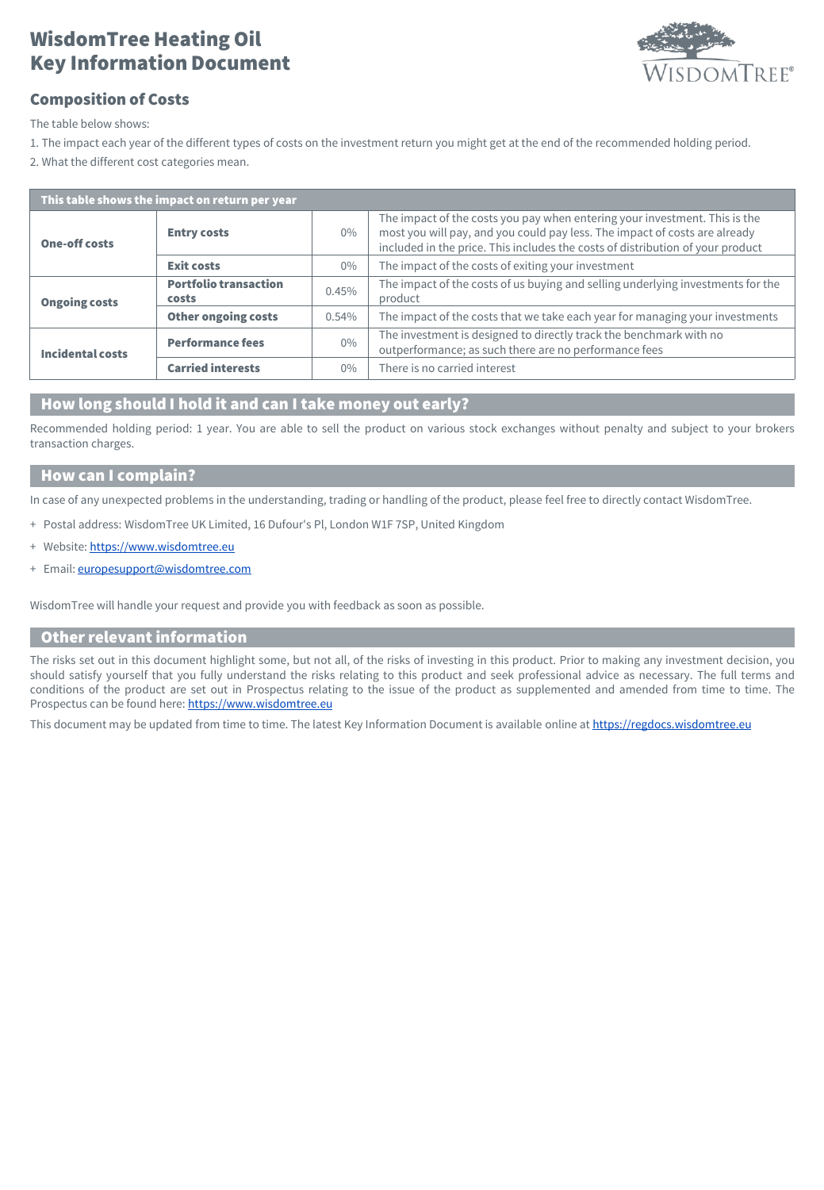# WisdomTree Heating Oil Key Information Document

## Composition of Costs

The table below shows:

1. The impact each year of the different types of costs on the investment return you might get at the end of the recommended holding period.
2. What the different cost categories mean.

| This table shows the impact on return per year | | | |
|---|---|---|---|
| **One-off costs** | **Entry costs** | 0% | The impact of the costs you pay when entering your investment. This is the most you will pay, and you could pay less. The impact of costs are already included in the price. This includes the costs of distribution of your product |
| | **Exit costs** | 0% | The impact of the costs of exiting your investment |
| **Ongoing costs** | **Portfolio transaction costs** | 0.45% | The impact of the costs of us buying and selling underlying investments for the product |
| | **Other ongoing costs** | 0.54% | The impact of the costs that we take each year for managing your investments |
| **Incidental costs** | **Performance fees** | 0% | The investment is designed to directly track the benchmark with no outperformance; as such there are no performance fees |
| | **Carried interests** | 0% | There is no carried interest |

## How long should I hold it and can I take money out early?

Recommended holding period: 1 year. You are able to sell the product on various stock exchanges without penalty and subject to your brokers transaction charges.

## How can I complain?

In case of any unexpected problems in the understanding, trading or handling of the product, please feel free to directly contact WisdomTree.

- Postal address: WisdomTree UK Limited, 16 Dufour's Pl, London W1F 7SP, United Kingdom
- Website: https://www.wisdomtree.eu
- Email: europesupport@wisdomtree.com

WisdomTree will handle your request and provide you with feedback as soon as possible.

## Other relevant information

The risks set out in this document highlight some, but not all, of the risks of investing in this product. Prior to making any investment decision, you should satisfy yourself that you fully understand the risks relating to this product and seek professional advice as necessary. The full terms and conditions of the product are set out in Prospectus relating to the issue of the product as supplemented and amended from time to time. The Prospectus can be found here: https://www.wisdomtree.eu

This document may be updated from time to time. The latest Key Information Document is available online at https://regdocs.wisdomtree.eu